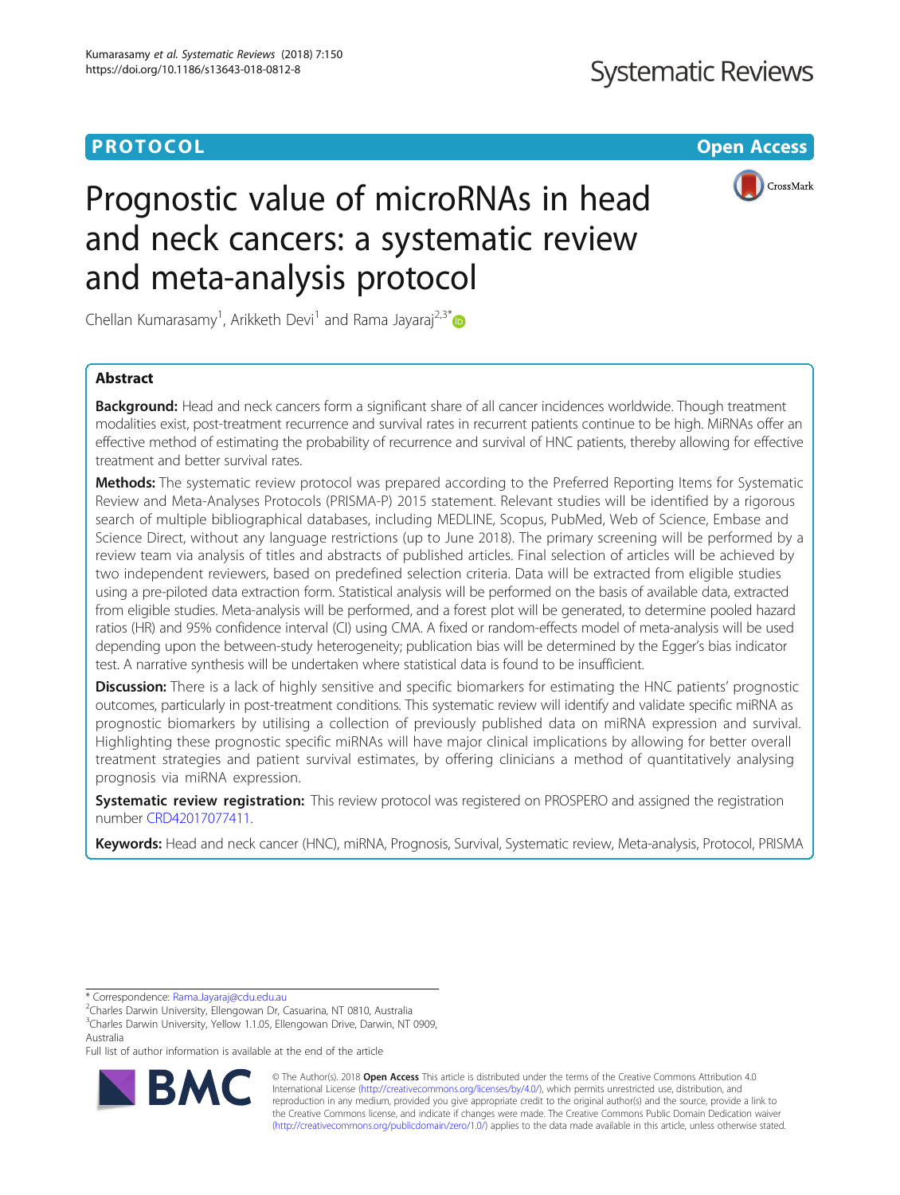PROTOCOL

Open Access

# Prognostic value of microRNAs in head and neck cancers: a systematic review and meta-analysis protocol

Chellan Kumarasamy[1], Arikketh Devi[1] and Rama Jayaraj[2,3*]

## Abstract

**Background:** Head and neck cancers form a significant share of all cancer incidences worldwide. Though treatment modalities exist, post-treatment recurrence and survival rates in recurrent patients continue to be high. MiRNAs offer an effective method of estimating the probability of recurrence and survival of HNC patients, thereby allowing for effective treatment and better survival rates.

**Methods:** The systematic review protocol was prepared according to the Preferred Reporting Items for Systematic Review and Meta-Analyses Protocols (PRISMA-P) 2015 statement. Relevant studies will be identified by a rigorous search of multiple bibliographical databases, including MEDLINE, Scopus, PubMed, Web of Science, Embase and Science Direct, without any language restrictions (up to June 2018). The primary screening will be performed by a review team via analysis of titles and abstracts of published articles. Final selection of articles will be achieved by two independent reviewers, based on predefined selection criteria. Data will be extracted from eligible studies using a pre-piloted data extraction form. Statistical analysis will be performed on the basis of available data, extracted from eligible studies. Meta-analysis will be performed, and a forest plot will be generated, to determine pooled hazard ratios (HR) and 95% confidence interval (CI) using CMA. A fixed or random-effects model of meta-analysis will be used depending upon the between-study heterogeneity; publication bias will be determined by the Egger's bias indicator test. A narrative synthesis will be undertaken where statistical data is found to be insufficient.

**Discussion:** There is a lack of highly sensitive and specific biomarkers for estimating the HNC patients' prognostic outcomes, particularly in post-treatment conditions. This systematic review will identify and validate specific miRNA as prognostic biomarkers by utilising a collection of previously published data on miRNA expression and survival. Highlighting these prognostic specific miRNAs will have major clinical implications by allowing for better overall treatment strategies and patient survival estimates, by offering clinicians a method of quantitatively analysing prognosis via miRNA expression.

**Systematic review registration:** This review protocol was registered on PROSPERO and assigned the registration number CRD42017077411.

**Keywords:** Head and neck cancer (HNC), miRNA, Prognosis, Survival, Systematic review, Meta-analysis, Protocol, PRISMA

* Correspondence: Rama.Jayaraj@cdu.edu.au
[2]Charles Darwin University, Ellengowan Dr, Casuarina, NT 0810, Australia
[3]Charles Darwin University, Yellow 1.1.05, Ellengowan Drive, Darwin, NT 0909, Australia
Full list of author information is available at the end of the article

© The Author(s). 2018 **Open Access** This article is distributed under the terms of the Creative Commons Attribution 4.0 International License (http://creativecommons.org/licenses/by/4.0/), which permits unrestricted use, distribution, and reproduction in any medium, provided you give appropriate credit to the original author(s) and the source, provide a link to the Creative Commons license, and indicate if changes were made. The Creative Commons Public Domain Dedication waiver (http://creativecommons.org/publicdomain/zero/1.0/) applies to the data made available in this article, unless otherwise stated.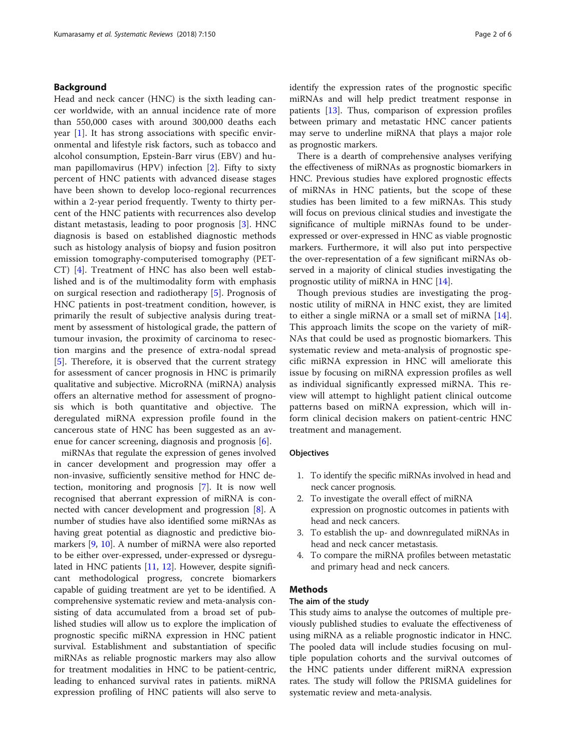## Background

Head and neck cancer (HNC) is the sixth leading cancer worldwide, with an annual incidence rate of more than 550,000 cases with around 300,000 deaths each year [1]. It has strong associations with specific environmental and lifestyle risk factors, such as tobacco and alcohol consumption, Epstein-Barr virus (EBV) and human papillomavirus (HPV) infection [2]. Fifty to sixty percent of HNC patients with advanced disease stages have been shown to develop loco-regional recurrences within a 2-year period frequently. Twenty to thirty percent of the HNC patients with recurrences also develop distant metastasis, leading to poor prognosis [3]. HNC diagnosis is based on established diagnostic methods such as histology analysis of biopsy and fusion positron emission tomography-computerised tomography (PET-CT) [4]. Treatment of HNC has also been well established and is of the multimodality form with emphasis on surgical resection and radiotherapy [5]. Prognosis of HNC patients in post-treatment condition, however, is primarily the result of subjective analysis during treatment by assessment of histological grade, the pattern of tumour invasion, the proximity of carcinoma to resection margins and the presence of extra-nodal spread [5]. Therefore, it is observed that the current strategy for assessment of cancer prognosis in HNC is primarily qualitative and subjective. MicroRNA (miRNA) analysis offers an alternative method for assessment of prognosis which is both quantitative and objective. The deregulated miRNA expression profile found in the cancerous state of HNC has been suggested as an avenue for cancer screening, diagnosis and prognosis [6].

miRNAs that regulate the expression of genes involved in cancer development and progression may offer a non-invasive, sufficiently sensitive method for HNC detection, monitoring and prognosis [7]. It is now well recognised that aberrant expression of miRNA is connected with cancer development and progression [8]. A number of studies have also identified some miRNAs as having great potential as diagnostic and predictive biomarkers [9, 10]. A number of miRNA were also reported to be either over-expressed, under-expressed or dysregulated in HNC patients [11, 12]. However, despite significant methodological progress, concrete biomarkers capable of guiding treatment are yet to be identified. A comprehensive systematic review and meta-analysis consisting of data accumulated from a broad set of published studies will allow us to explore the implication of prognostic specific miRNA expression in HNC patient survival. Establishment and substantiation of specific miRNAs as reliable prognostic markers may also allow for treatment modalities in HNC to be patient-centric, leading to enhanced survival rates in patients. miRNA expression profiling of HNC patients will also serve to identify the expression rates of the prognostic specific miRNAs and will help predict treatment response in patients [13]. Thus, comparison of expression profiles between primary and metastatic HNC cancer patients may serve to underline miRNA that plays a major role as prognostic markers.

There is a dearth of comprehensive analyses verifying the effectiveness of miRNAs as prognostic biomarkers in HNC. Previous studies have explored prognostic effects of miRNAs in HNC patients, but the scope of these studies has been limited to a few miRNAs. This study will focus on previous clinical studies and investigate the significance of multiple miRNAs found to be under-expressed or over-expressed in HNC as viable prognostic markers. Furthermore, it will also put into perspective the over-representation of a few significant miRNAs observed in a majority of clinical studies investigating the prognostic utility of miRNA in HNC [14].

Though previous studies are investigating the prognostic utility of miRNA in HNC exist, they are limited to either a single miRNA or a small set of miRNA [14]. This approach limits the scope on the variety of miRNAs that could be used as prognostic biomarkers. This systematic review and meta-analysis of prognostic specific miRNA expression in HNC will ameliorate this issue by focusing on miRNA expression profiles as well as individual significantly expressed miRNA. This review will attempt to highlight patient clinical outcome patterns based on miRNA expression, which will inform clinical decision makers on patient-centric HNC treatment and management.

### Objectives

1. To identify the specific miRNAs involved in head and neck cancer prognosis.
2. To investigate the overall effect of miRNA expression on prognostic outcomes in patients with head and neck cancers.
3. To establish the up- and downregulated miRNAs in head and neck cancer metastasis.
4. To compare the miRNA profiles between metastatic and primary head and neck cancers.

## Methods

### The aim of the study

This study aims to analyse the outcomes of multiple previously published studies to evaluate the effectiveness of using miRNA as a reliable prognostic indicator in HNC. The pooled data will include studies focusing on multiple population cohorts and the survival outcomes of the HNC patients under different miRNA expression rates. The study will follow the PRISMA guidelines for systematic review and meta-analysis.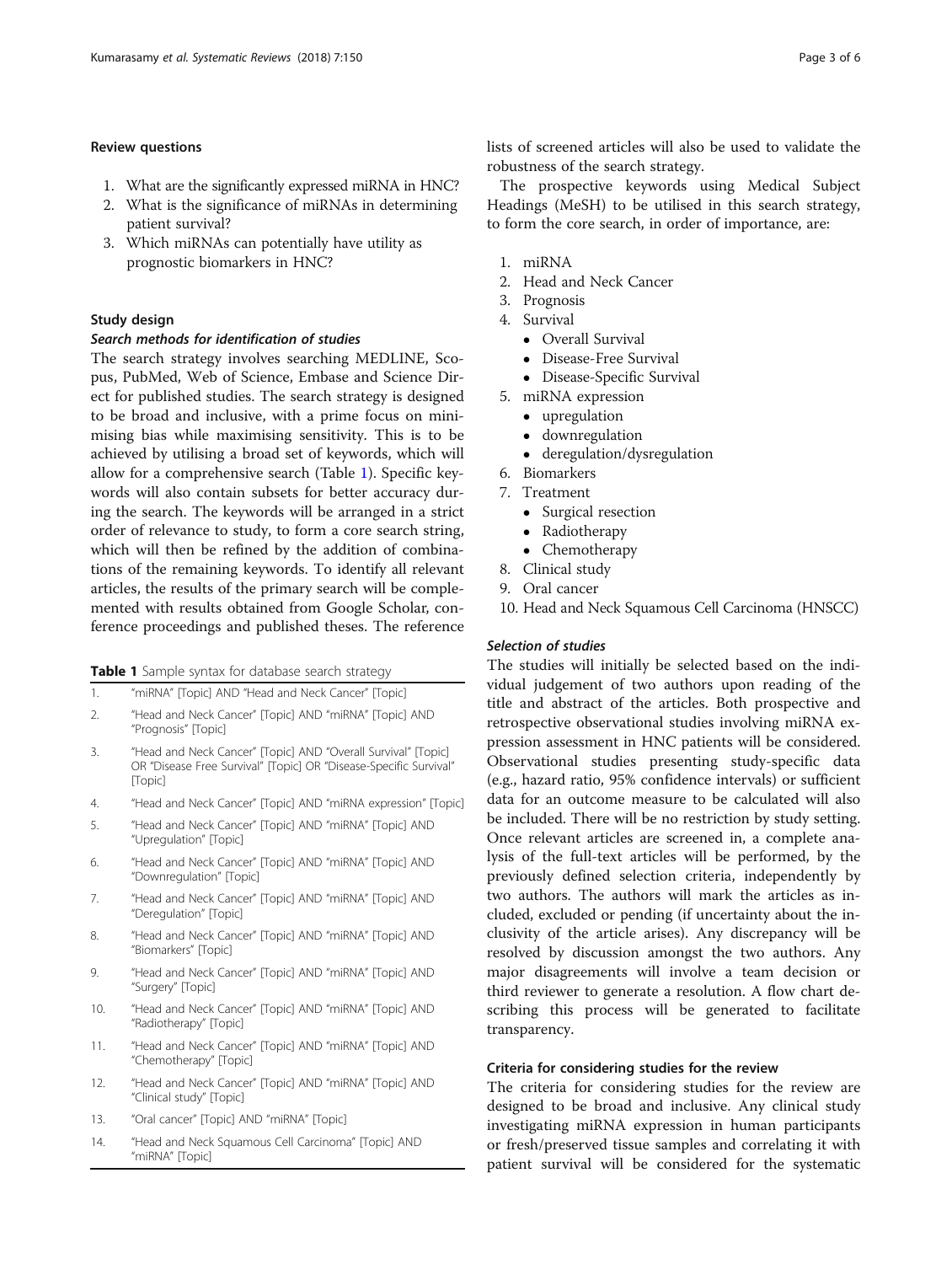### Review questions

1. What are the significantly expressed miRNA in HNC?
2. What is the significance of miRNAs in determining patient survival?
3. Which miRNAs can potentially have utility as prognostic biomarkers in HNC?

### Study design

#### *Search methods for identification of studies*

The search strategy involves searching MEDLINE, Scopus, PubMed, Web of Science, Embase and Science Direct for published studies. The search strategy is designed to be broad and inclusive, with a prime focus on minimising bias while maximising sensitivity. This is to be achieved by utilising a broad set of keywords, which will allow for a comprehensive search (Table 1). Specific keywords will also contain subsets for better accuracy during the search. The keywords will be arranged in a strict order of relevance to study, to form a core search string, which will then be refined by the addition of combinations of the remaining keywords. To identify all relevant articles, the results of the primary search will be complemented with results obtained from Google Scholar, conference proceedings and published theses. The reference lists of screened articles will also be used to validate the robustness of the search strategy.

**Table 1** Sample syntax for database search strategy

| | |
|---|---|
| 1. | "miRNA" [Topic] AND "Head and Neck Cancer" [Topic] |
| 2. | "Head and Neck Cancer" [Topic] AND "miRNA" [Topic] AND "Prognosis" [Topic] |
| 3. | "Head and Neck Cancer" [Topic] AND "Overall Survival" [Topic] OR "Disease Free Survival" [Topic] OR "Disease-Specific Survival" [Topic] |
| 4. | "Head and Neck Cancer" [Topic] AND "miRNA expression" [Topic] |
| 5. | "Head and Neck Cancer" [Topic] AND "miRNA" [Topic] AND "Upregulation" [Topic] |
| 6. | "Head and Neck Cancer" [Topic] AND "miRNA" [Topic] AND "Downregulation" [Topic] |
| 7. | "Head and Neck Cancer" [Topic] AND "miRNA" [Topic] AND "Deregulation" [Topic] |
| 8. | "Head and Neck Cancer" [Topic] AND "miRNA" [Topic] AND "Biomarkers" [Topic] |
| 9. | "Head and Neck Cancer" [Topic] AND "miRNA" [Topic] AND "Surgery" [Topic] |
| 10. | "Head and Neck Cancer" [Topic] AND "miRNA" [Topic] AND "Radiotherapy" [Topic] |
| 11. | "Head and Neck Cancer" [Topic] AND "miRNA" [Topic] AND "Chemotherapy" [Topic] |
| 12. | "Head and Neck Cancer" [Topic] AND "miRNA" [Topic] AND "Clinical study" [Topic] |
| 13. | "Oral cancer" [Topic] AND "miRNA" [Topic] |
| 14. | "Head and Neck Squamous Cell Carcinoma" [Topic] AND "miRNA" [Topic] |

The prospective keywords using Medical Subject Headings (MeSH) to be utilised in this search strategy, to form the core search, in order of importance, are:

1. miRNA
2. Head and Neck Cancer
3. Prognosis
4. Survival
   - Overall Survival
   - Disease-Free Survival
   - Disease-Specific Survival
5. miRNA expression
   - upregulation
   - downregulation
   - deregulation/dysregulation
6. Biomarkers
7. Treatment
   - Surgical resection
   - Radiotherapy
   - Chemotherapy
8. Clinical study
9. Oral cancer
10. Head and Neck Squamous Cell Carcinoma (HNSCC)

#### *Selection of studies*

The studies will initially be selected based on the individual judgement of two authors upon reading of the title and abstract of the articles. Both prospective and retrospective observational studies involving miRNA expression assessment in HNC patients will be considered. Observational studies presenting study-specific data (e.g., hazard ratio, 95% confidence intervals) or sufficient data for an outcome measure to be calculated will also be included. There will be no restriction by study setting. Once relevant articles are screened in, a complete analysis of the full-text articles will be performed, by the previously defined selection criteria, independently by two authors. The authors will mark the articles as included, excluded or pending (if uncertainty about the inclusivity of the article arises). Any discrepancy will be resolved by discussion amongst the two authors. Any major disagreements will involve a team decision or third reviewer to generate a resolution. A flow chart describing this process will be generated to facilitate transparency.

### Criteria for considering studies for the review

The criteria for considering studies for the review are designed to be broad and inclusive. Any clinical study investigating miRNA expression in human participants or fresh/preserved tissue samples and correlating it with patient survival will be considered for the systematic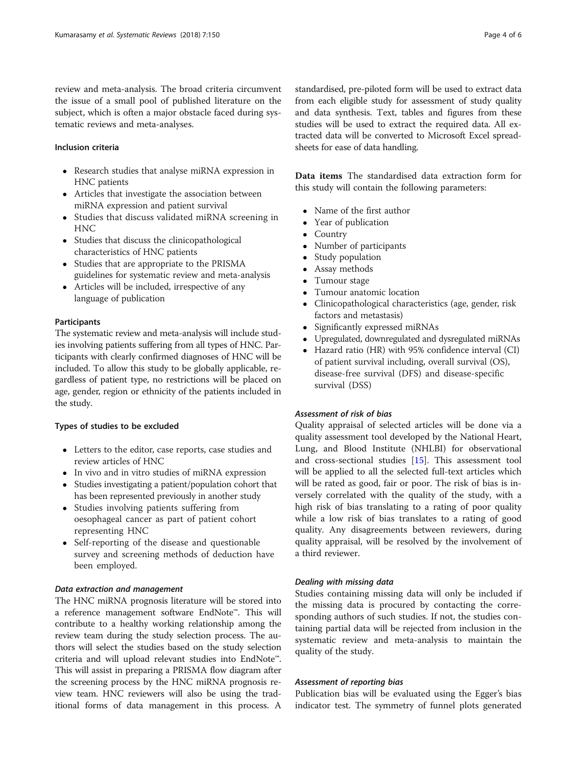review and meta-analysis. The broad criteria circumvent the issue of a small pool of published literature on the subject, which is often a major obstacle faced during systematic reviews and meta-analyses.

### Inclusion criteria

- Research studies that analyse miRNA expression in HNC patients
- Articles that investigate the association between miRNA expression and patient survival
- Studies that discuss validated miRNA screening in HNC
- Studies that discuss the clinicopathological characteristics of HNC patients
- Studies that are appropriate to the PRISMA guidelines for systematic review and meta-analysis
- Articles will be included, irrespective of any language of publication

### Participants

The systematic review and meta-analysis will include studies involving patients suffering from all types of HNC. Participants with clearly confirmed diagnoses of HNC will be included. To allow this study to be globally applicable, regardless of patient type, no restrictions will be placed on age, gender, region or ethnicity of the patients included in the study.

### Types of studies to be excluded

- Letters to the editor, case reports, case studies and review articles of HNC
- In vivo and in vitro studies of miRNA expression
- Studies investigating a patient/population cohort that has been represented previously in another study
- Studies involving patients suffering from oesophageal cancer as part of patient cohort representing HNC
- Self-reporting of the disease and questionable survey and screening methods of deduction have been employed.

#### *Data extraction and management*

The HNC miRNA prognosis literature will be stored into a reference management software EndNote™. This will contribute to a healthy working relationship among the review team during the study selection process. The authors will select the studies based on the study selection criteria and will upload relevant studies into EndNote™. This will assist in preparing a PRISMA flow diagram after the screening process by the HNC miRNA prognosis review team. HNC reviewers will also be using the traditional forms of data management in this process. A standardised, pre-piloted form will be used to extract data from each eligible study for assessment of study quality and data synthesis. Text, tables and figures from these studies will be used to extract the required data. All extracted data will be converted to Microsoft Excel spreadsheets for ease of data handling.

**Data items** The standardised data extraction form for this study will contain the following parameters:

- Name of the first author
- Year of publication
- Country
- Number of participants
- Study population
- Assay methods
- Tumour stage
- Tumour anatomic location
- Clinicopathological characteristics (age, gender, risk factors and metastasis)
- Significantly expressed miRNAs
- Upregulated, downregulated and dysregulated miRNAs
- Hazard ratio (HR) with 95% confidence interval (CI) of patient survival including, overall survival (OS), disease-free survival (DFS) and disease-specific survival (DSS)

#### *Assessment of risk of bias*

Quality appraisal of selected articles will be done via a quality assessment tool developed by the National Heart, Lung, and Blood Institute (NHLBI) for observational and cross-sectional studies [15]. This assessment tool will be applied to all the selected full-text articles which will be rated as good, fair or poor. The risk of bias is inversely correlated with the quality of the study, with a high risk of bias translating to a rating of poor quality while a low risk of bias translates to a rating of good quality. Any disagreements between reviewers, during quality appraisal, will be resolved by the involvement of a third reviewer.

#### *Dealing with missing data*

Studies containing missing data will only be included if the missing data is procured by contacting the corresponding authors of such studies. If not, the studies containing partial data will be rejected from inclusion in the systematic review and meta-analysis to maintain the quality of the study.

#### *Assessment of reporting bias*

Publication bias will be evaluated using the Egger's bias indicator test. The symmetry of funnel plots generated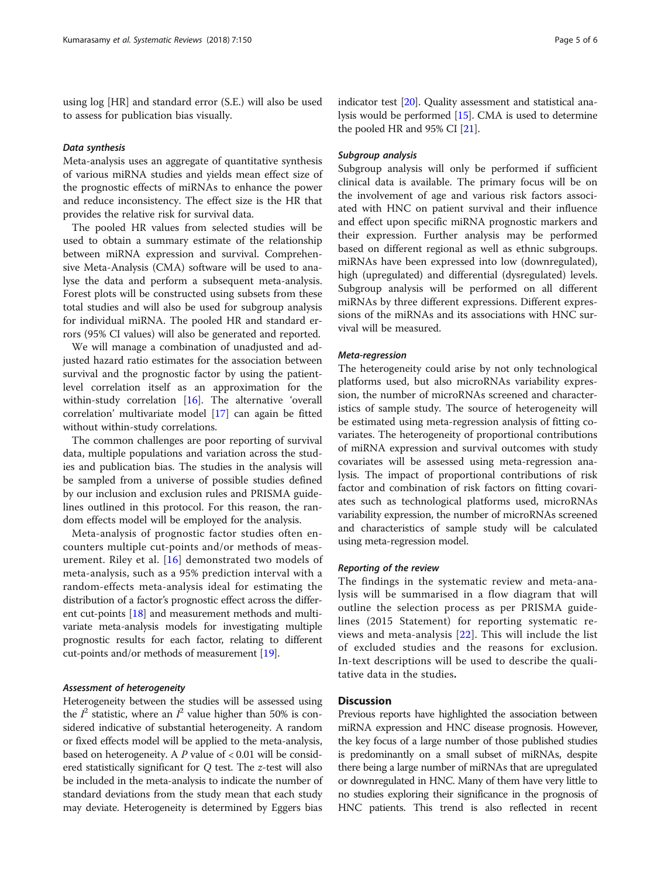using log [HR] and standard error (S.E.) will also be used to assess for publication bias visually.

#### *Data synthesis*

Meta-analysis uses an aggregate of quantitative synthesis of various miRNA studies and yields mean effect size of the prognostic effects of miRNAs to enhance the power and reduce inconsistency. The effect size is the HR that provides the relative risk for survival data.

The pooled HR values from selected studies will be used to obtain a summary estimate of the relationship between miRNA expression and survival. Comprehensive Meta-Analysis (CMA) software will be used to analyse the data and perform a subsequent meta-analysis. Forest plots will be constructed using subsets from these total studies and will also be used for subgroup analysis for individual miRNA. The pooled HR and standard errors (95% CI values) will also be generated and reported.

We will manage a combination of unadjusted and adjusted hazard ratio estimates for the association between survival and the prognostic factor by using the patient-level correlation itself as an approximation for the within-study correlation [16]. The alternative 'overall correlation' multivariate model [17] can again be fitted without within-study correlations.

The common challenges are poor reporting of survival data, multiple populations and variation across the studies and publication bias. The studies in the analysis will be sampled from a universe of possible studies defined by our inclusion and exclusion rules and PRISMA guidelines outlined in this protocol. For this reason, the random effects model will be employed for the analysis.

Meta-analysis of prognostic factor studies often encounters multiple cut-points and/or methods of measurement. Riley et al. [16] demonstrated two models of meta-analysis, such as a 95% prediction interval with a random-effects meta-analysis ideal for estimating the distribution of a factor's prognostic effect across the different cut-points [18] and measurement methods and multivariate meta-analysis models for investigating multiple prognostic results for each factor, relating to different cut-points and/or methods of measurement [19].

#### *Assessment of heterogeneity*

Heterogeneity between the studies will be assessed using the $I^2$ statistic, where an $I^2$ value higher than 50% is considered indicative of substantial heterogeneity. A random or fixed effects model will be applied to the meta-analysis, based on heterogeneity. A $P$ value of $< 0.01$ will be considered statistically significant for $Q$ test. The $z$-test will also be included in the meta-analysis to indicate the number of standard deviations from the study mean that each study may deviate. Heterogeneity is determined by Eggers bias indicator test [20]. Quality assessment and statistical analysis would be performed [15]. CMA is used to determine the pooled HR and 95% CI [21].

#### *Subgroup analysis*

Subgroup analysis will only be performed if sufficient clinical data is available. The primary focus will be on the involvement of age and various risk factors associated with HNC on patient survival and their influence and effect upon specific miRNA prognostic markers and their expression. Further analysis may be performed based on different regional as well as ethnic subgroups. miRNAs have been expressed into low (downregulated), high (upregulated) and differential (dysregulated) levels. Subgroup analysis will be performed on all different miRNAs by three different expressions. Different expressions of the miRNAs and its associations with HNC survival will be measured.

#### *Meta-regression*

The heterogeneity could arise by not only technological platforms used, but also microRNAs variability expression, the number of microRNAs screened and characteristics of sample study. The source of heterogeneity will be estimated using meta-regression analysis of fitting covariates. The heterogeneity of proportional contributions of miRNA expression and survival outcomes with study covariates will be assessed using meta-regression analysis. The impact of proportional contributions of risk factor and combination of risk factors on fitting covariates such as technological platforms used, microRNAs variability expression, the number of microRNAs screened and characteristics of sample study will be calculated using meta-regression model.

#### *Reporting of the review*

The findings in the systematic review and meta-analysis will be summarised in a flow diagram that will outline the selection process as per PRISMA guidelines (2015 Statement) for reporting systematic reviews and meta-analysis [22]. This will include the list of excluded studies and the reasons for exclusion. In-text descriptions will be used to describe the qualitative data in the studies.

## Discussion

Previous reports have highlighted the association between miRNA expression and HNC disease prognosis. However, the key focus of a large number of those published studies is predominantly on a small subset of miRNAs, despite there being a large number of miRNAs that are upregulated or downregulated in HNC. Many of them have very little to no studies exploring their significance in the prognosis of HNC patients. This trend is also reflected in recent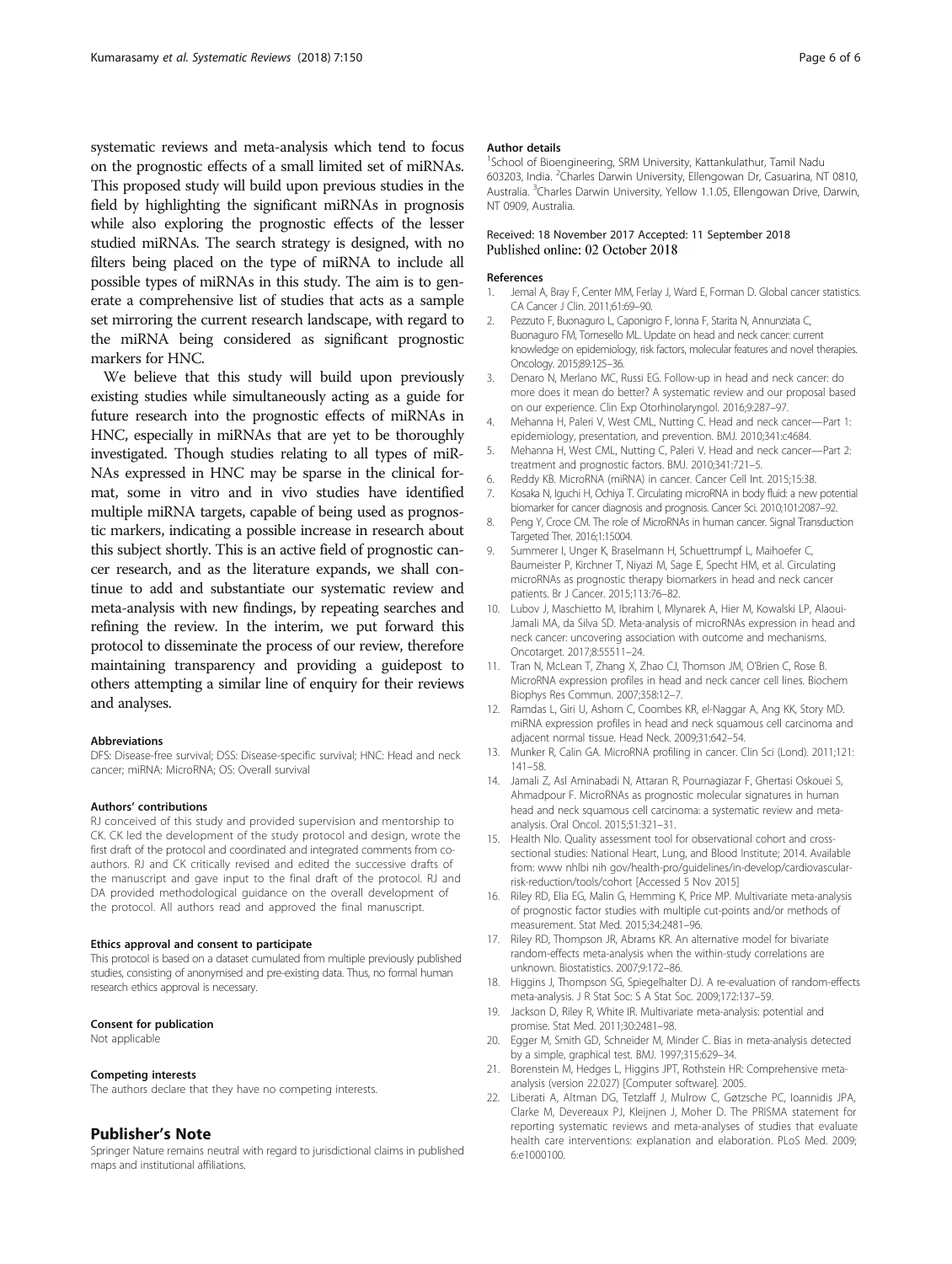systematic reviews and meta-analysis which tend to focus on the prognostic effects of a small limited set of miRNAs. This proposed study will build upon previous studies in the field by highlighting the significant miRNAs in prognosis while also exploring the prognostic effects of the lesser studied miRNAs. The search strategy is designed, with no filters being placed on the type of miRNA to include all possible types of miRNAs in this study. The aim is to generate a comprehensive list of studies that acts as a sample set mirroring the current research landscape, with regard to the miRNA being considered as significant prognostic markers for HNC.

We believe that this study will build upon previously existing studies while simultaneously acting as a guide for future research into the prognostic effects of miRNAs in HNC, especially in miRNAs that are yet to be thoroughly investigated. Though studies relating to all types of miRNAs expressed in HNC may be sparse in the clinical format, some in vitro and in vivo studies have identified multiple miRNA targets, capable of being used as prognostic markers, indicating a possible increase in research about this subject shortly. This is an active field of prognostic cancer research, and as the literature expands, we shall continue to add and substantiate our systematic review and meta-analysis with new findings, by repeating searches and refining the review. In the interim, we put forward this protocol to disseminate the process of our review, therefore maintaining transparency and providing a guidepost to others attempting a similar line of enquiry for their reviews and analyses.

#### Abbreviations

DFS: Disease-free survival; DSS: Disease-specific survival; HNC: Head and neck cancer; miRNA: MicroRNA; OS: Overall survival

#### Authors' contributions

RJ conceived of this study and provided supervision and mentorship to CK. CK led the development of the study protocol and design, wrote the first draft of the protocol and coordinated and integrated comments from co-authors. RJ and CK critically revised and edited the successive drafts of the manuscript and gave input to the final draft of the protocol. RJ and DA provided methodological guidance on the overall development of the protocol. All authors read and approved the final manuscript.

#### Ethics approval and consent to participate

This protocol is based on a dataset cumulated from multiple previously published studies, consisting of anonymised and pre-existing data. Thus, no formal human research ethics approval is necessary.

#### Consent for publication

Not applicable

#### Competing interests

The authors declare that they have no competing interests.

## Publisher's Note

Springer Nature remains neutral with regard to jurisdictional claims in published maps and institutional affiliations.

#### Author details

[1]School of Bioengineering, SRM University, Kattankulathur, Tamil Nadu 603203, India. [2]Charles Darwin University, Ellengowan Dr, Casuarina, NT 0810, Australia. [3]Charles Darwin University, Yellow 1.1.05, Ellengowan Drive, Darwin, NT 0909, Australia.

Received: 18 November 2017 Accepted: 11 September 2018
Published online: 02 October 2018

#### References

1. Jemal A, Bray F, Center MM, Ferlay J, Ward E, Forman D. Global cancer statistics. CA Cancer J Clin. 2011;61:69–90.
2. Pezzuto F, Buonaguro L, Caponigro F, Ionna F, Starita N, Annunziata C, Buonaguro FM, Tornesello ML. Update on head and neck cancer: current knowledge on epidemiology, risk factors, molecular features and novel therapies. Oncology. 2015;89:125–36.
3. Denaro N, Merlano MC, Russi EG. Follow-up in head and neck cancer: do more does it mean do better? A systematic review and our proposal based on our experience. Clin Exp Otorhinolaryngol. 2016;9:287–97.
4. Mehanna H, Paleri V, West CML, Nutting C. Head and neck cancer—Part 1: epidemiology, presentation, and prevention. BMJ. 2010;341:c4684.
5. Mehanna H, West CML, Nutting C, Paleri V. Head and neck cancer—Part 2: treatment and prognostic factors. BMJ. 2010;341:721–5.
6. Reddy KB. MicroRNA (miRNA) in cancer. Cancer Cell Int. 2015;15:38.
7. Kosaka N, Iguchi H, Ochiya T. Circulating microRNA in body fluid: a new potential biomarker for cancer diagnosis and prognosis. Cancer Sci. 2010;101:2087–92.
8. Peng Y, Croce CM. The role of MicroRNAs in human cancer. Signal Transduction Targeted Ther. 2016;1:15004.
9. Summerer I, Unger K, Braselmann H, Schuettrumpf L, Maihoefer C, Baumeister P, Kirchner T, Niyazi M, Sage E, Specht HM, et al. Circulating microRNAs as prognostic therapy biomarkers in head and neck cancer patients. Br J Cancer. 2015;113:76–82.
10. Lubov J, Maschietto M, Ibrahim I, Mlynarek A, Hier M, Kowalski LP, Alaoui-Jamali MA, da Silva SD. Meta-analysis of microRNAs expression in head and neck cancer: uncovering association with outcome and mechanisms. Oncotarget. 2017;8:55511–24.
11. Tran N, McLean T, Zhang X, Zhao CJ, Thomson JM, O'Brien C, Rose B. MicroRNA expression profiles in head and neck cancer cell lines. Biochem Biophys Res Commun. 2007;358:12–7.
12. Ramdas L, Giri U, Ashorn C, Coombes KR, el-Naggar A, Ang KK, Story MD. miRNA expression profiles in head and neck squamous cell carcinoma and adjacent normal tissue. Head Neck. 2009;31:642–54.
13. Munker R, Calin GA. MicroRNA profiling in cancer. Clin Sci (Lond). 2011;121: 141–58.
14. Jamali Z, Asl Aminabadi N, Attaran R, Pournagiazar F, Ghertasi Oskouei S, Ahmadpour F. MicroRNAs as prognostic molecular signatures in human head and neck squamous cell carcinoma: a systematic review and meta-analysis. Oral Oncol. 2015;51:321–31.
15. Health NIo. Quality assessment tool for observational cohort and cross-sectional studies: National Heart, Lung, and Blood Institute; 2014. Available from: www nhlbi nih gov/health-pro/guidelines/in-develop/cardiovascular-risk-reduction/tools/cohort [Accessed 5 Nov 2015]
16. Riley RD, Elia EG, Malin G, Hemming K, Price MP. Multivariate meta-analysis of prognostic factor studies with multiple cut-points and/or methods of measurement. Stat Med. 2015;34:2481–96.
17. Riley RD, Thompson JR, Abrams KR. An alternative model for bivariate random-effects meta-analysis when the within-study correlations are unknown. Biostatistics. 2007;9:172–86.
18. Higgins J, Thompson SG, Spiegelhalter DJ. A re-evaluation of random-effects meta-analysis. J R Stat Soc: S A Stat Soc. 2009;172:137–59.
19. Jackson D, Riley R, White IR. Multivariate meta-analysis: potential and promise. Stat Med. 2011;30:2481–98.
20. Egger M, Smith GD, Schneider M, Minder C. Bias in meta-analysis detected by a simple, graphical test. BMJ. 1997;315:629–34.
21. Borenstein M, Hedges L, Higgins JPT, Rothstein HR: Comprehensive meta-analysis (version 22.027) [Computer software]. 2005.
22. Liberati A, Altman DG, Tetzlaff J, Mulrow C, Gøtzsche PC, Ioannidis JPA, Clarke M, Devereaux PJ, Kleijnen J, Moher D. The PRISMA statement for reporting systematic reviews and meta-analyses of studies that evaluate health care interventions: explanation and elaboration. PLoS Med. 2009; 6:e1000100.